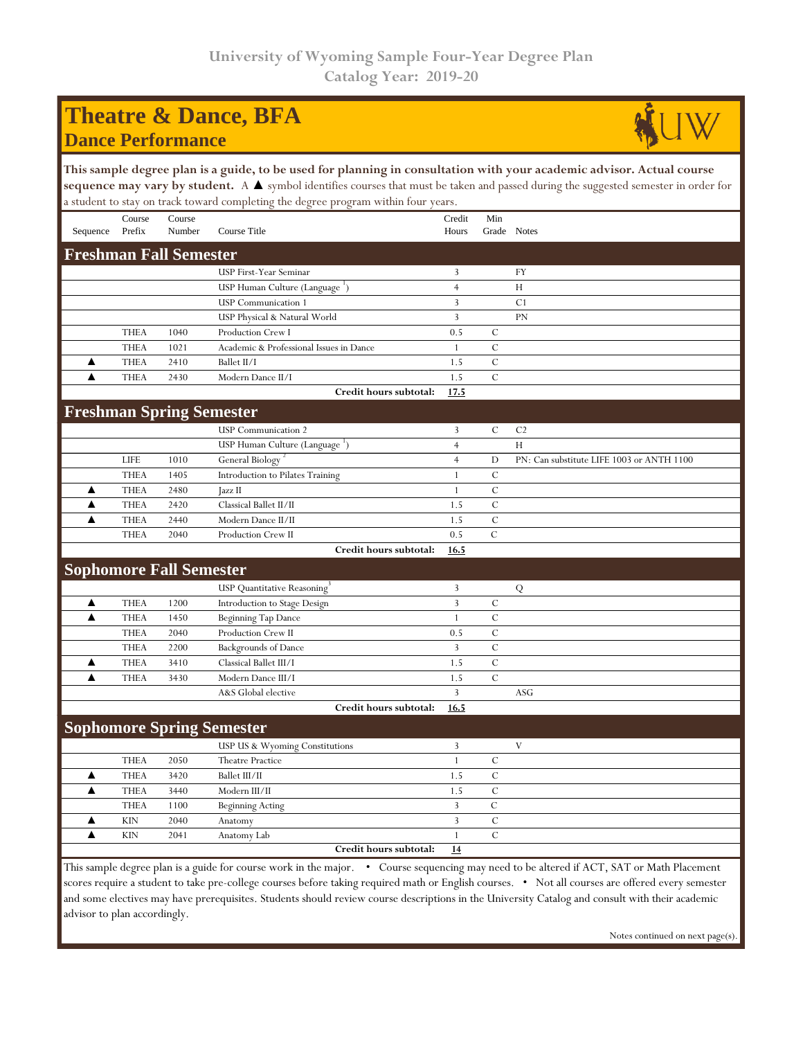University of Wyoming Sample Four-Year Degree Plan
Catalog Year: 2019-20

# Theatre & Dance, BFA
## Dance Performance

**This sample degree plan is a guide, to be used for planning in consultation with your academic advisor. Actual course sequence may vary by student.** A ▲ symbol identifies courses that must be taken and passed during the suggested semester in order for a student to stay on track toward completing the degree program within four years.

| Sequence | Course Prefix | Course Number | Course Title | Credit Hours | Min Grade | Notes |
|---|---|---|---|---|---|---|
| **Freshman Fall Semester** | | | | | | |
| | | | USP First-Year Seminar | 3 | | FY |
| | | | USP Human Culture (Language [1]) | 4 | | H |
| | | | USP Communication 1 | 3 | | C1 |
| | | | USP Physical & Natural World | 3 | | PN |
| | THEA | 1040 | Production Crew I | 0.5 | C | |
| | THEA | 1021 | Academic & Professional Issues in Dance | 1 | C | |
| ▲ | THEA | 2410 | Ballet II/I | 1.5 | C | |
| ▲ | THEA | 2430 | Modern Dance II/I | 1.5 | C | |
| | | | **Credit hours subtotal:** | **17.5** | | |
| **Freshman Spring Semester** | | | | | | |
| | | | USP Communication 2 | 3 | C | C2 |
| | | | USP Human Culture (Language [1]) | 4 | | H |
| | LIFE | 1010 | General Biology [2] | 4 | D | PN: Can substitute LIFE 1003 or ANTH 1100 |
| | THEA | 1405 | Introduction to Pilates Training | 1 | C | |
| ▲ | THEA | 2480 | Jazz II | 1 | C | |
| ▲ | THEA | 2420 | Classical Ballet II/II | 1.5 | C | |
| ▲ | THEA | 2440 | Modern Dance II/II | 1.5 | C | |
| | THEA | 2040 | Production Crew II | 0.5 | C | |
| | | | **Credit hours subtotal:** | **16.5** | | |
| **Sophomore Fall Semester** | | | | | | |
| | | | USP Quantitative Reasoning [3] | 3 | | Q |
| ▲ | THEA | 1200 | Introduction to Stage Design | 3 | C | |
| ▲ | THEA | 1450 | Beginning Tap Dance | 1 | C | |
| | THEA | 2040 | Production Crew II | 0.5 | C | |
| | THEA | 2200 | Backgrounds of Dance | 3 | C | |
| ▲ | THEA | 3410 | Classical Ballet III/I | 1.5 | C | |
| ▲ | THEA | 3430 | Modern Dance III/I | 1.5 | C | |
| | | | A&S Global elective | 3 | | ASG |
| | | | **Credit hours subtotal:** | **16.5** | | |
| **Sophomore Spring Semester** | | | | | | |
| | | | USP US & Wyoming Constitutions | 3 | | V |
| | THEA | 2050 | Theatre Practice | 1 | C | |
| ▲ | THEA | 3420 | Ballet III/II | 1.5 | C | |
| ▲ | THEA | 3440 | Modern III/II | 1.5 | C | |
| | THEA | 1100 | Beginning Acting | 3 | C | |
| ▲ | KIN | 2040 | Anatomy | 3 | C | |
| ▲ | KIN | 2041 | Anatomy Lab | 1 | C | |
| | | | **Credit hours subtotal:** | **14** | | |

This sample degree plan is a guide for course work in the major. • Course sequencing may need to be altered if ACT, SAT or Math Placement scores require a student to take pre-college courses before taking required math or English courses. • Not all courses are offered every semester and some electives may have prerequisites. Students should review course descriptions in the University Catalog and consult with their academic advisor to plan accordingly.

Notes continued on next page(s).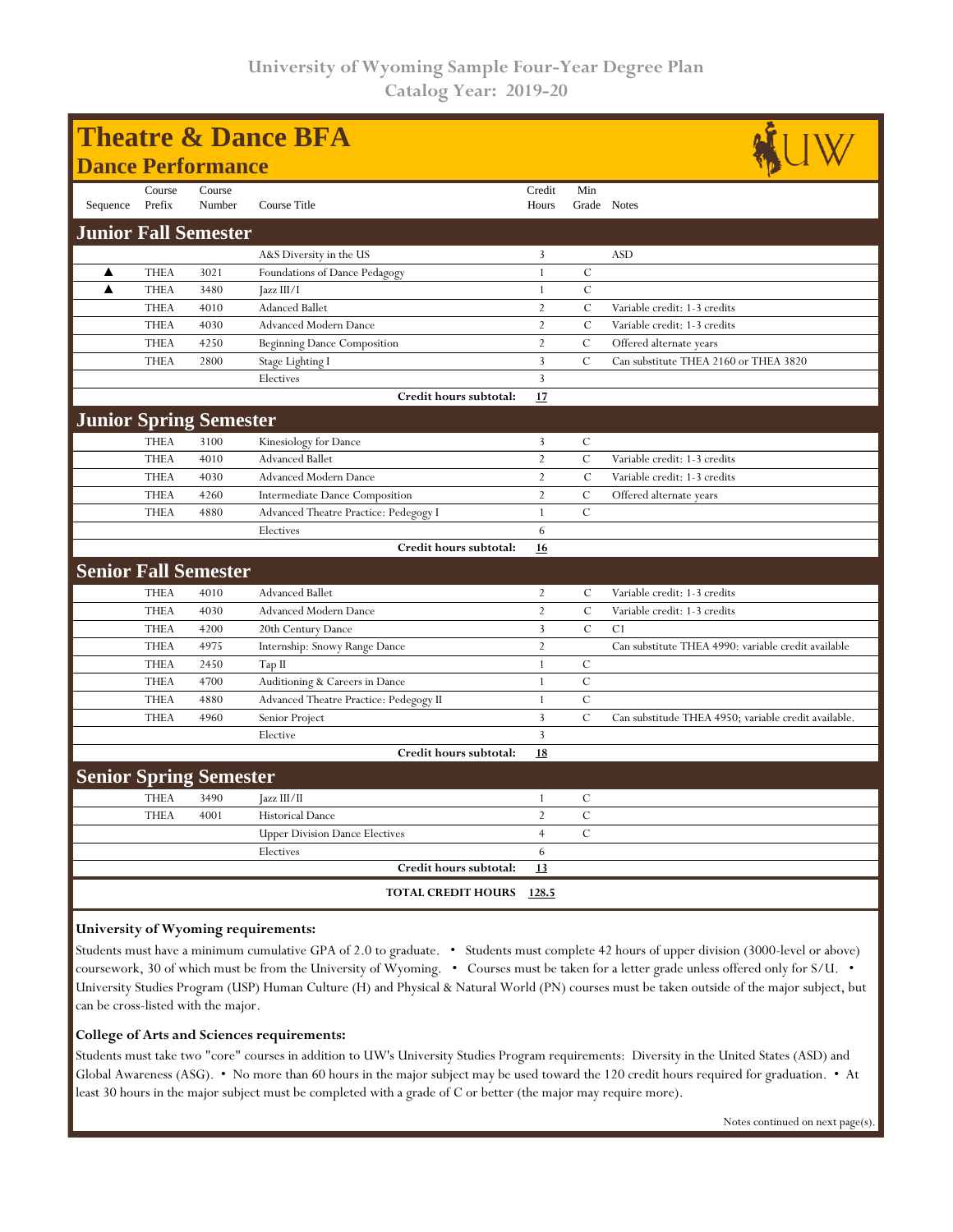University of Wyoming Sample Four-Year Degree Plan
Catalog Year: 2019-20

# Theatre & Dance BFA
## Dance Performance

| Sequence | Course Prefix | Course Number | Course Title | Credit Hours | Min Grade | Notes |
|---|---|---|---|---|---|---|
| **Junior Fall Semester** | | | | | | |
| | | | A&S Diversity in the US | 3 | | ASD |
| ▲ | THEA | 3021 | Foundations of Dance Pedagogy | 1 | C | |
| ▲ | THEA | 3480 | Jazz III/I | 1 | C | |
| | THEA | 4010 | Adanced Ballet | 2 | C | Variable credit: 1-3 credits |
| | THEA | 4030 | Advanced Modern Dance | 2 | C | Variable credit: 1-3 credits |
| | THEA | 4250 | Beginning Dance Composition | 2 | C | Offered alternate years |
| | THEA | 2800 | Stage Lighting I | 3 | C | Can substitute THEA 2160 or THEA 3820 |
| | | | Electives | 3 | | |
| | | | **Credit hours subtotal:** | **17** | | |
| **Junior Spring Semester** | | | | | | |
| | THEA | 3100 | Kinesiology for Dance | 3 | C | |
| | THEA | 4010 | Advanced Ballet | 2 | C | Variable credit: 1-3 credits |
| | THEA | 4030 | Advanced Modern Dance | 2 | C | Variable credit: 1-3 credits |
| | THEA | 4260 | Intermediate Dance Composition | 2 | C | Offered alternate years |
| | THEA | 4880 | Advanced Theatre Practice: Pedegogy I | 1 | C | |
| | | | Electives | 6 | | |
| | | | **Credit hours subtotal:** | **16** | | |
| **Senior Fall Semester** | | | | | | |
| | THEA | 4010 | Advanced Ballet | 2 | C | Variable credit: 1-3 credits |
| | THEA | 4030 | Advanced Modern Dance | 2 | C | Variable credit: 1-3 credits |
| | THEA | 4200 | 20th Century Dance | 3 | C | C1 |
| | THEA | 4975 | Internship: Snowy Range Dance | 2 | | Can substitute THEA 4990: variable credit available |
| | THEA | 2450 | Tap II | 1 | C | |
| | THEA | 4700 | Auditioning & Careers in Dance | 1 | C | |
| | THEA | 4880 | Advanced Theatre Practice: Pedegogy II | 1 | C | |
| | THEA | 4960 | Senior Project | 3 | C | Can substitude THEA 4950; variable credit available. |
| | | | Elective | 3 | | |
| | | | **Credit hours subtotal:** | **18** | | |
| **Senior Spring Semester** | | | | | | |
| | THEA | 3490 | Jazz III/II | 1 | C | |
| | THEA | 4001 | Historical Dance | 2 | C | |
| | | | Upper Division Dance Electives | 4 | C | |
| | | | Electives | 6 | | |
| | | | **Credit hours subtotal:** | **13** | | |
| | | | **TOTAL CREDIT HOURS** | **128.5** | | |

### University of Wyoming requirements:

Students must have a minimum cumulative GPA of 2.0 to graduate. • Students must complete 42 hours of upper division (3000-level or above) coursework, 30 of which must be from the University of Wyoming. • Courses must be taken for a letter grade unless offered only for S/U. • University Studies Program (USP) Human Culture (H) and Physical & Natural World (PN) courses must be taken outside of the major subject, but can be cross-listed with the major.

### College of Arts and Sciences requirements:

Students must take two "core" courses in addition to UW's University Studies Program requirements: Diversity in the United States (ASD) and Global Awareness (ASG). • No more than 60 hours in the major subject may be used toward the 120 credit hours required for graduation. • At least 30 hours in the major subject must be completed with a grade of C or better (the major may require more).

Notes continued on next page(s).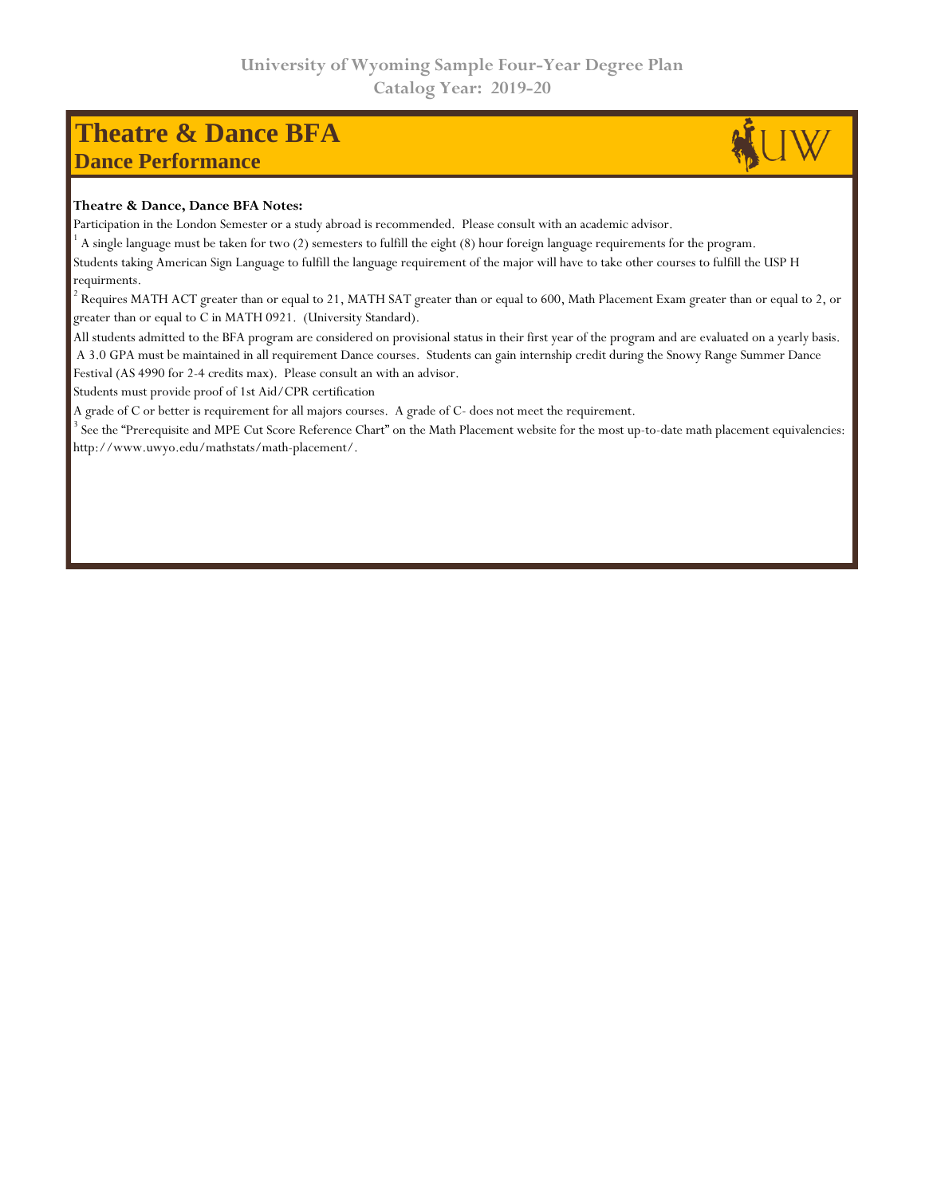# Theatre & Dance BFA

## Dance Performance

**Theatre & Dance, Dance BFA Notes:**

Participation in the London Semester or a study abroad is recommended. Please consult with an academic advisor.

[1] A single language must be taken for two (2) semesters to fulfill the eight (8) hour foreign language requirements for the program.

Students taking American Sign Language to fulfill the language requirement of the major will have to take other courses to fulfill the USP H requirments.

[2] Requires MATH ACT greater than or equal to 21, MATH SAT greater than or equal to 600, Math Placement Exam greater than or equal to 2, or greater than or equal to C in MATH 0921. (University Standard).

All students admitted to the BFA program are considered on provisional status in their first year of the program and are evaluated on a yearly basis. A 3.0 GPA must be maintained in all requirement Dance courses. Students can gain internship credit during the Snowy Range Summer Dance Festival (AS 4990 for 2-4 credits max). Please consult an with an advisor.

Students must provide proof of 1st Aid/CPR certification

A grade of C or better is requirement for all majors courses. A grade of C- does not meet the requirement.

[3] See the "Prerequisite and MPE Cut Score Reference Chart" on the Math Placement website for the most up-to-date math placement equivalencies: http://www.uwyo.edu/mathstats/math-placement/.